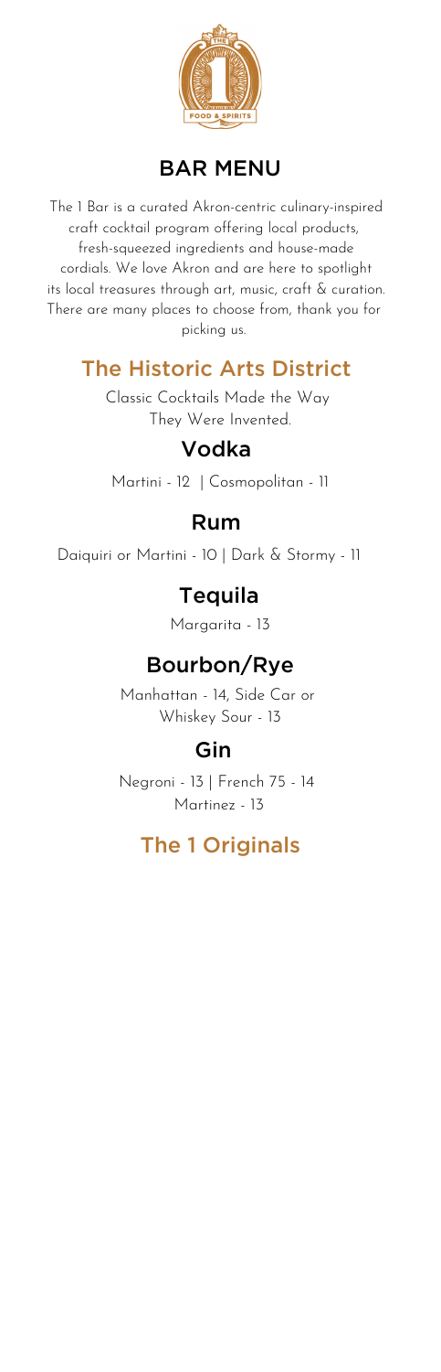# BAR MENU

The 1 Bar is a curated Akron-centric culinary-inspired craft cocktail program offering local products, fresh-squeezed ingredients and house-made cordials. We love Akron and are here to spotlight its local treasures through art, music, craft & curation. There are many places to choose from, thank you for picking us.

## The Historic Arts District

Classic Cocktails Made the Way They Were Invented.

### Vodka

Martini - 12 | Cosmopolitan - 11

### Rum

Daiquiri or Martini - 10 | Dark & Stormy - 11

### Tequila

Margarita - 13

### Bourbon/Rye

Manhattan - 14, Side Car or Whiskey Sour - 13

### Gin

Negroni - 13 | French 75 - 14
Martinez - 13

## The 1 Originals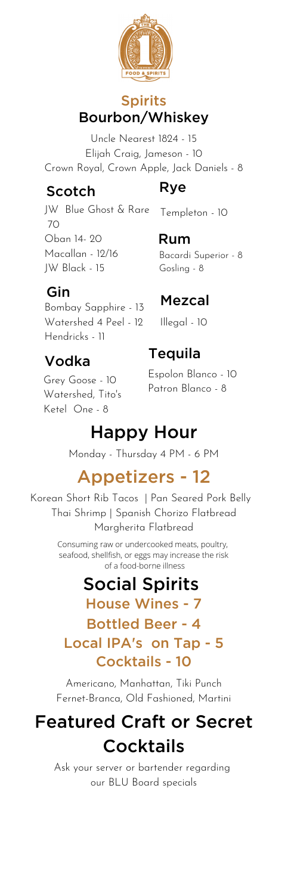## Spirits

### Bourbon/Whiskey

Uncle Nearest 1824 - 15
Elijah Craig, Jameson - 10
Crown Royal, Crown Apple, Jack Daniels - 8

### Scotch

JW Blue Ghost & Rare 70
Oban 14- 20
Macallan - 12/16
JW Black - 15

### Gin

Bombay Sapphire - 13
Watershed 4 Peel - 12
Hendricks - 11

### Vodka

Grey Goose - 10
Watershed, Tito's
Ketel One - 8

### Rye

Templeton - 10

### Rum

Bacardi Superior - 8
Gosling - 8

### Mezcal

Illegal - 10

### Tequila

Espolon Blanco - 10
Patron Blanco - 8

# Happy Hour

Monday - Thursday 4 PM - 6 PM

## Appetizers - 12

Korean Short Rib Tacos | Pan Seared Pork Belly
Thai Shrimp | Spanish Chorizo Flatbread
Margherita Flatbread

Consuming raw or undercooked meats, poultry, seafood, shellfish, or eggs may increase the risk of a food-borne illness

## Social Spirits

### House Wines - 7

### Bottled Beer - 4

### Local IPA's on Tap - 5

### Cocktails - 10

Americano, Manhattan, Tiki Punch
Fernet-Branca, Old Fashioned, Martini

# Featured Craft or Secret Cocktails

Ask your server or bartender regarding our BLU Board specials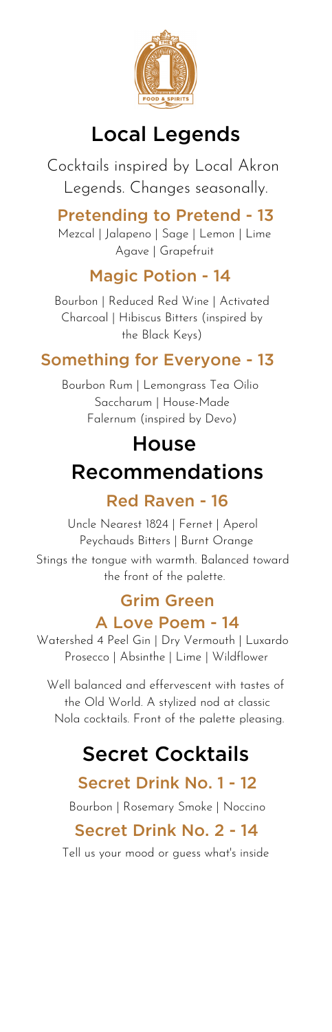# Local Legends

Cocktails inspired by Local Akron Legends. Changes seasonally.

## Pretending to Pretend - 13

Mezcal | Jalapeno | Sage | Lemon | Lime Agave | Grapefruit

## Magic Potion - 14

Bourbon | Reduced Red Wine | Activated Charcoal | Hibiscus Bitters (inspired by the Black Keys)

## Something for Everyone - 13

Bourbon Rum | Lemongrass Tea Oilio Saccharum | House-Made Falernum (inspired by Devo)

# House Recommendations

## Red Raven - 16

Uncle Nearest 1824 | Fernet | Aperol Peychauds Bitters | Burnt Orange

Stings the tongue with warmth. Balanced toward the front of the palette.

## Grim Green A Love Poem - 14

Watershed 4 Peel Gin | Dry Vermouth | Luxardo Prosecco | Absinthe | Lime | Wildflower

Well balanced and effervescent with tastes of the Old World. A stylized nod at classic Nola cocktails. Front of the palette pleasing.

# Secret Cocktails

## Secret Drink No. 1 - 12

Bourbon | Rosemary Smoke | Noccino

## Secret Drink No. 2 - 14

Tell us your mood or guess what's inside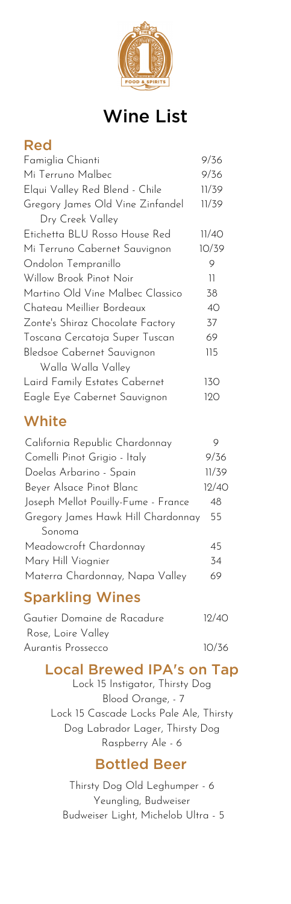# Wine List

## Red

| | |
|---|---|
| Famiglia Chianti | 9/36 |
| Mi Terruno Malbec | 9/36 |
| Elqui Valley Red Blend - Chile | 11/39 |
| Gregory James Old Vine Zinfandel Dry Creek Valley | 11/39 |
| Etichetta BLU Rosso House Red | 11/40 |
| Mi Terruno Cabernet Sauvignon | 10/39 |
| Ondolon Tempranillo | 9 |
| Willow Brook Pinot Noir | 11 |
| Martino Old Vine Malbec Classico | 38 |
| Chateau Meillier Bordeaux | 40 |
| Zonte's Shiraz Chocolate Factory | 37 |
| Toscana Cercatoja Super Tuscan | 69 |
| Bledsoe Cabernet Sauvignon Walla Walla Valley | 115 |
| Laird Family Estates Cabernet | 130 |
| Eagle Eye Cabernet Sauvignon | 120 |

## White

| | |
|---|---|
| California Republic Chardonnay | 9 |
| Comelli Pinot Grigio - Italy | 9/36 |
| Doelas Arbarino - Spain | 11/39 |
| Beyer Alsace Pinot Blanc | 12/40 |
| Joseph Mellot Pouilly-Fume - France | 48 |
| Gregory James Hawk Hill Chardonnay Sonoma | 55 |
| Meadowcroft Chardonnay | 45 |
| Mary Hill Viognier | 34 |
| Materra Chardonnay, Napa Valley | 69 |

## Sparkling Wines

| | |
|---|---|
| Gautier Domaine de Racadure Rose, Loire Valley | 12/40 |
| Aurantis Prossecco | 10/36 |

## Local Brewed IPA's on Tap

Lock 15 Instigator, Thirsty Dog Blood Orange, - 7

Lock 15 Cascade Locks Pale Ale, Thirsty Dog Labrador Lager, Thirsty Dog Raspberry Ale - 6

## Bottled Beer

Thirsty Dog Old Leghumper - 6

Yeungling, Budweiser Budweiser Light, Michelob Ultra - 5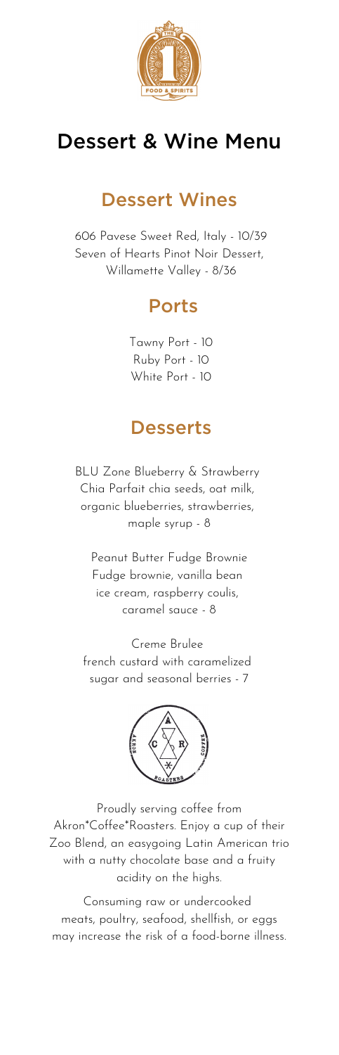# Dessert & Wine Menu

## Dessert Wines

606 Pavese Sweet Red, Italy - 10/39
Seven of Hearts Pinot Noir Dessert, Willamette Valley - 8/36

## Ports

Tawny Port - 10
Ruby Port - 10
White Port - 10

## Desserts

BLU Zone Blueberry & Strawberry Chia Parfait chia seeds, oat milk, organic blueberries, strawberries, maple syrup - 8

Peanut Butter Fudge Brownie
Fudge brownie, vanilla bean ice cream, raspberry coulis, caramel sauce - 8

Creme Brulee
french custard with caramelized sugar and seasonal berries - 7

Proudly serving coffee from Akron*Coffee*Roasters. Enjoy a cup of their Zoo Blend, an easygoing Latin American trio with a nutty chocolate base and a fruity acidity on the highs.

Consuming raw or undercooked meats, poultry, seafood, shellfish, or eggs may increase the risk of a food-borne illness.